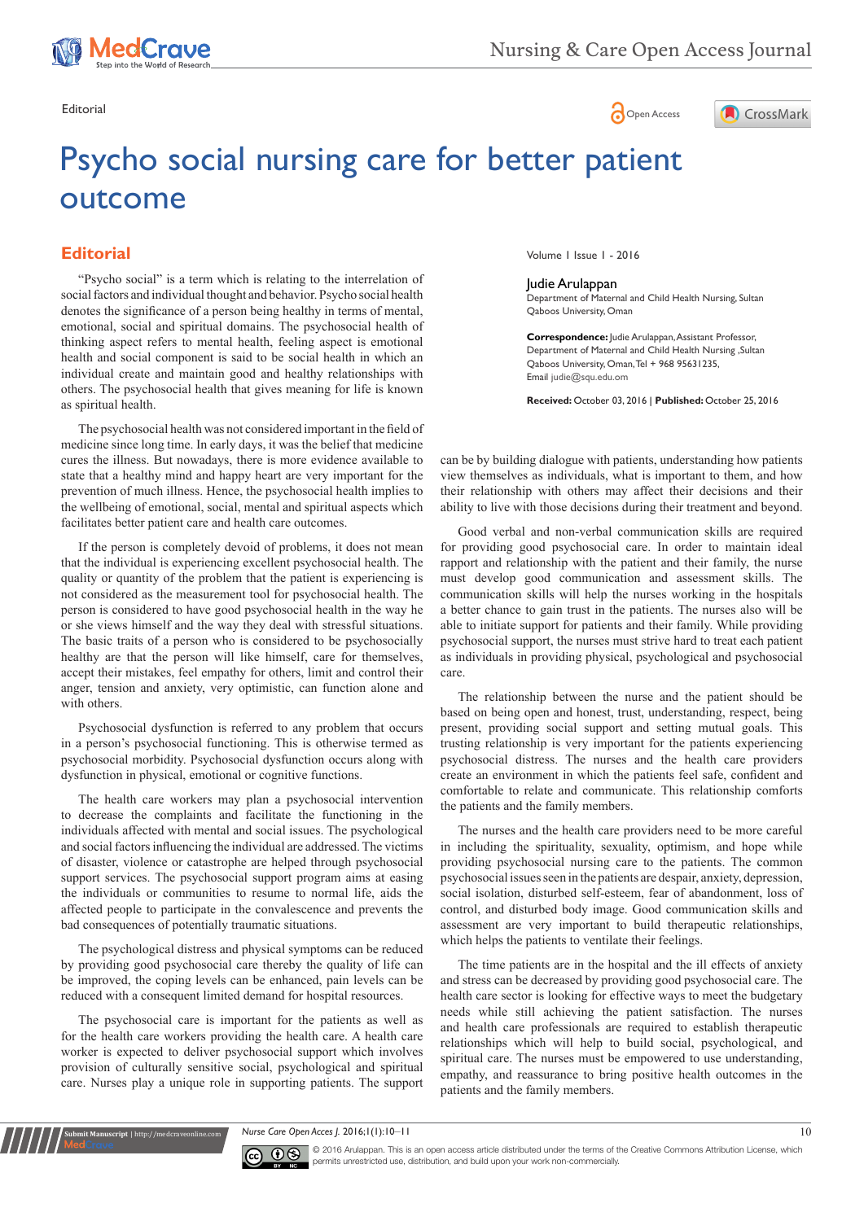Editorial

# Psycho social nursing care for better patient outcome

Volume 1 Issue 1 - 2016

**Judie Arulappan**
Department of Maternal and Child Health Nursing, Sultan Qaboos University, Oman

**Correspondence:** Judie Arulappan, Assistant Professor, Department of Maternal and Child Health Nursing ,Sultan Qaboos University, Oman, Tel + 968 95631235, Email judie@squ.edu.om

**Received:** October 03, 2016 | **Published:** October 25, 2016

## Editorial

"Psycho social" is a term which is relating to the interrelation of social factors and individual thought and behavior. Psycho social health denotes the significance of a person being healthy in terms of mental, emotional, social and spiritual domains. The psychosocial health of thinking aspect refers to mental health, feeling aspect is emotional health and social component is said to be social health in which an individual create and maintain good and healthy relationships with others. The psychosocial health that gives meaning for life is known as spiritual health.

The psychosocial health was not considered important in the field of medicine since long time. In early days, it was the belief that medicine cures the illness. But nowadays, there is more evidence available to state that a healthy mind and happy heart are very important for the prevention of much illness. Hence, the psychosocial health implies to the wellbeing of emotional, social, mental and spiritual aspects which facilitates better patient care and health care outcomes.

If the person is completely devoid of problems, it does not mean that the individual is experiencing excellent psychosocial health. The quality or quantity of the problem that the patient is experiencing is not considered as the measurement tool for psychosocial health. The person is considered to have good psychosocial health in the way he or she views himself and the way they deal with stressful situations. The basic traits of a person who is considered to be psychosocially healthy are that the person will like himself, care for themselves, accept their mistakes, feel empathy for others, limit and control their anger, tension and anxiety, very optimistic, can function alone and with others.

Psychosocial dysfunction is referred to any problem that occurs in a person's psychosocial functioning. This is otherwise termed as psychosocial morbidity. Psychosocial dysfunction occurs along with dysfunction in physical, emotional or cognitive functions.

The health care workers may plan a psychosocial intervention to decrease the complaints and facilitate the functioning in the individuals affected with mental and social issues. The psychological and social factors influencing the individual are addressed. The victims of disaster, violence or catastrophe are helped through psychosocial support services. The psychosocial support program aims at easing the individuals or communities to resume to normal life, aids the affected people to participate in the convalescence and prevents the bad consequences of potentially traumatic situations.

The psychological distress and physical symptoms can be reduced by providing good psychosocial care thereby the quality of life can be improved, the coping levels can be enhanced, pain levels can be reduced with a consequent limited demand for hospital resources.

The psychosocial care is important for the patients as well as for the health care workers providing the health care. A health care worker is expected to deliver psychosocial support which involves provision of culturally sensitive social, psychological and spiritual care. Nurses play a unique role in supporting patients. The support can be by building dialogue with patients, understanding how patients view themselves as individuals, what is important to them, and how their relationship with others may affect their decisions and their ability to live with those decisions during their treatment and beyond.

Good verbal and non-verbal communication skills are required for providing good psychosocial care. In order to maintain ideal rapport and relationship with the patient and their family, the nurse must develop good communication and assessment skills. The communication skills will help the nurses working in the hospitals a better chance to gain trust in the patients. The nurses also will be able to initiate support for patients and their family. While providing psychosocial support, the nurses must strive hard to treat each patient as individuals in providing physical, psychological and psychosocial care.

The relationship between the nurse and the patient should be based on being open and honest, trust, understanding, respect, being present, providing social support and setting mutual goals. This trusting relationship is very important for the patients experiencing psychosocial distress. The nurses and the health care providers create an environment in which the patients feel safe, confident and comfortable to relate and communicate. This relationship comforts the patients and the family members.

The nurses and the health care providers need to be more careful in including the spirituality, sexuality, optimism, and hope while providing psychosocial nursing care to the patients. The common psychosocial issues seen in the patients are despair, anxiety, depression, social isolation, disturbed self-esteem, fear of abandonment, loss of control, and disturbed body image. Good communication skills and assessment are very important to build therapeutic relationships, which helps the patients to ventilate their feelings.

The time patients are in the hospital and the ill effects of anxiety and stress can be decreased by providing good psychosocial care. The health care sector is looking for effective ways to meet the budgetary needs while still achieving the patient satisfaction. The nurses and health care professionals are required to establish therapeutic relationships which will help to build social, psychological, and spiritual care. The nurses must be empowered to use understanding, empathy, and reassurance to bring positive health outcomes in the patients and the family members.

© 2016 Arulappan. This is an open access article distributed under the terms of the Creative Commons Attribution License, which permits unrestricted use, distribution, and build upon your work non-commercially.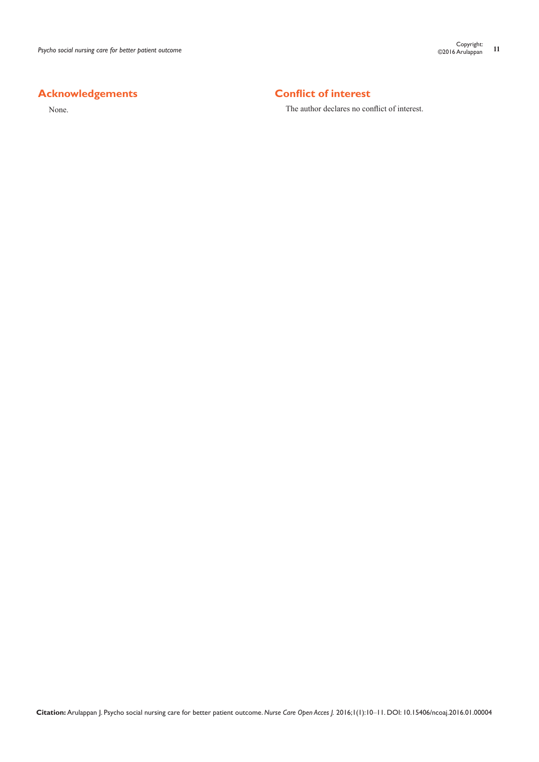## Acknowledgements

None.

## Conflict of interest

The author declares no conflict of interest.